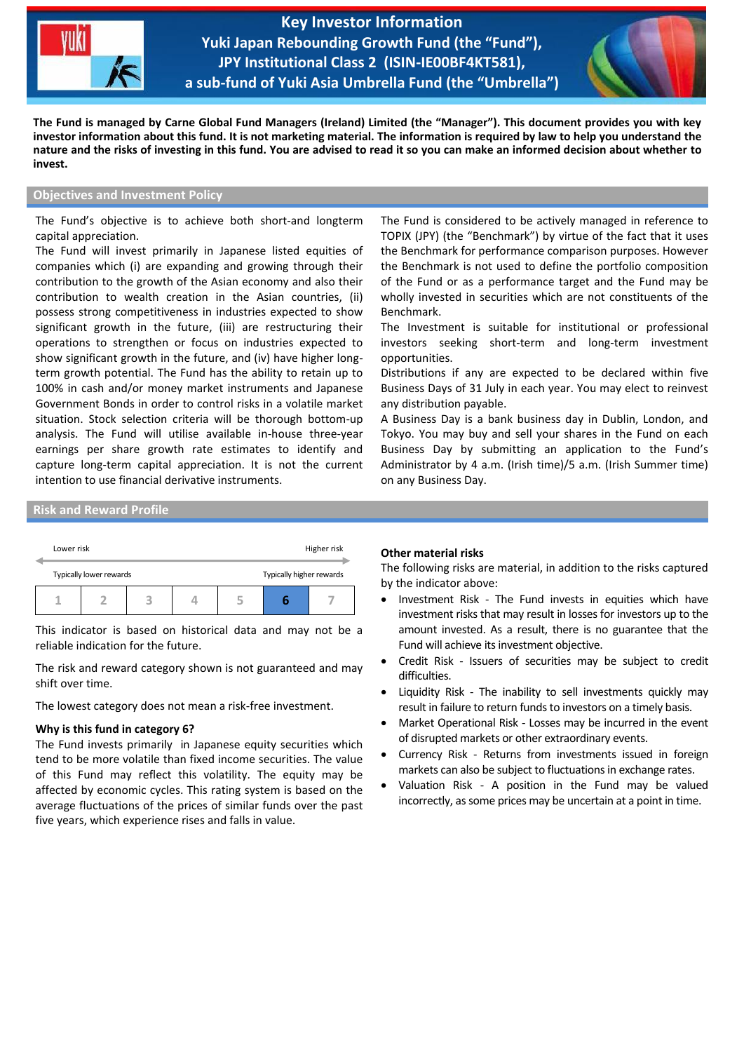# Key Investor Information
## Yuki Japan Rebounding Growth Fund (the "Fund"), JPY Institutional Class 2 (ISIN-IE00BF4KT581), a sub-fund of Yuki Asia Umbrella Fund (the "Umbrella")

**The Fund is managed by Carne Global Fund Managers (Ireland) Limited (the "Manager"). This document provides you with key investor information about this fund. It is not marketing material. The information is required by law to help you understand the nature and the risks of investing in this fund. You are advised to read it so you can make an informed decision about whether to invest.**

## Objectives and Investment Policy

The Fund's objective is to achieve both short-and longterm capital appreciation.

The Fund will invest primarily in Japanese listed equities of companies which (i) are expanding and growing through their contribution to the growth of the Asian economy and also their contribution to wealth creation in the Asian countries, (ii) possess strong competitiveness in industries expected to show significant growth in the future, (iii) are restructuring their operations to strengthen or focus on industries expected to show significant growth in the future, and (iv) have higher long-term growth potential. The Fund has the ability to retain up to 100% in cash and/or money market instruments and Japanese Government Bonds in order to control risks in a volatile market situation. Stock selection criteria will be thorough bottom-up analysis. The Fund will utilise available in-house three-year earnings per share growth rate estimates to identify and capture long-term capital appreciation. It is not the current intention to use financial derivative instruments.

The Fund is considered to be actively managed in reference to TOPIX (JPY) (the "Benchmark") by virtue of the fact that it uses the Benchmark for performance comparison purposes. However the Benchmark is not used to define the portfolio composition of the Fund or as a performance target and the Fund may be wholly invested in securities which are not constituents of the Benchmark.

The Investment is suitable for institutional or professional investors seeking short-term and long-term investment opportunities.

Distributions if any are expected to be declared within five Business Days of 31 July in each year. You may elect to reinvest any distribution payable.

A Business Day is a bank business day in Dublin, London, and Tokyo. You may buy and sell your shares in the Fund on each Business Day by submitting an application to the Fund's Administrator by 4 a.m. (Irish time)/5 a.m. (Irish Summer time) on any Business Day.

## Risk and Reward Profile

Lower risk ← → Higher risk

Typically lower rewards — Typically higher rewards

| 1 | 2 | 3 | 4 | 5 | **6** | 7 |
|---|---|---|---|---|---|---|

This indicator is based on historical data and may not be a reliable indication for the future.

The risk and reward category shown is not guaranteed and may shift over time.

The lowest category does not mean a risk-free investment.

**Why is this fund in category 6?**

The Fund invests primarily in Japanese equity securities which tend to be more volatile than fixed income securities. The value of this Fund may reflect this volatility. The equity may be affected by economic cycles. This rating system is based on the average fluctuations of the prices of similar funds over the past five years, which experience rises and falls in value.

**Other material risks**

The following risks are material, in addition to the risks captured by the indicator above:

- Investment Risk - The Fund invests in equities which have investment risks that may result in losses for investors up to the amount invested. As a result, there is no guarantee that the Fund will achieve its investment objective.
- Credit Risk - Issuers of securities may be subject to credit difficulties.
- Liquidity Risk - The inability to sell investments quickly may result in failure to return funds to investors on a timely basis.
- Market Operational Risk - Losses may be incurred in the event of disrupted markets or other extraordinary events.
- Currency Risk - Returns from investments issued in foreign markets can also be subject to fluctuations in exchange rates.
- Valuation Risk - A position in the Fund may be valued incorrectly, as some prices may be uncertain at a point in time.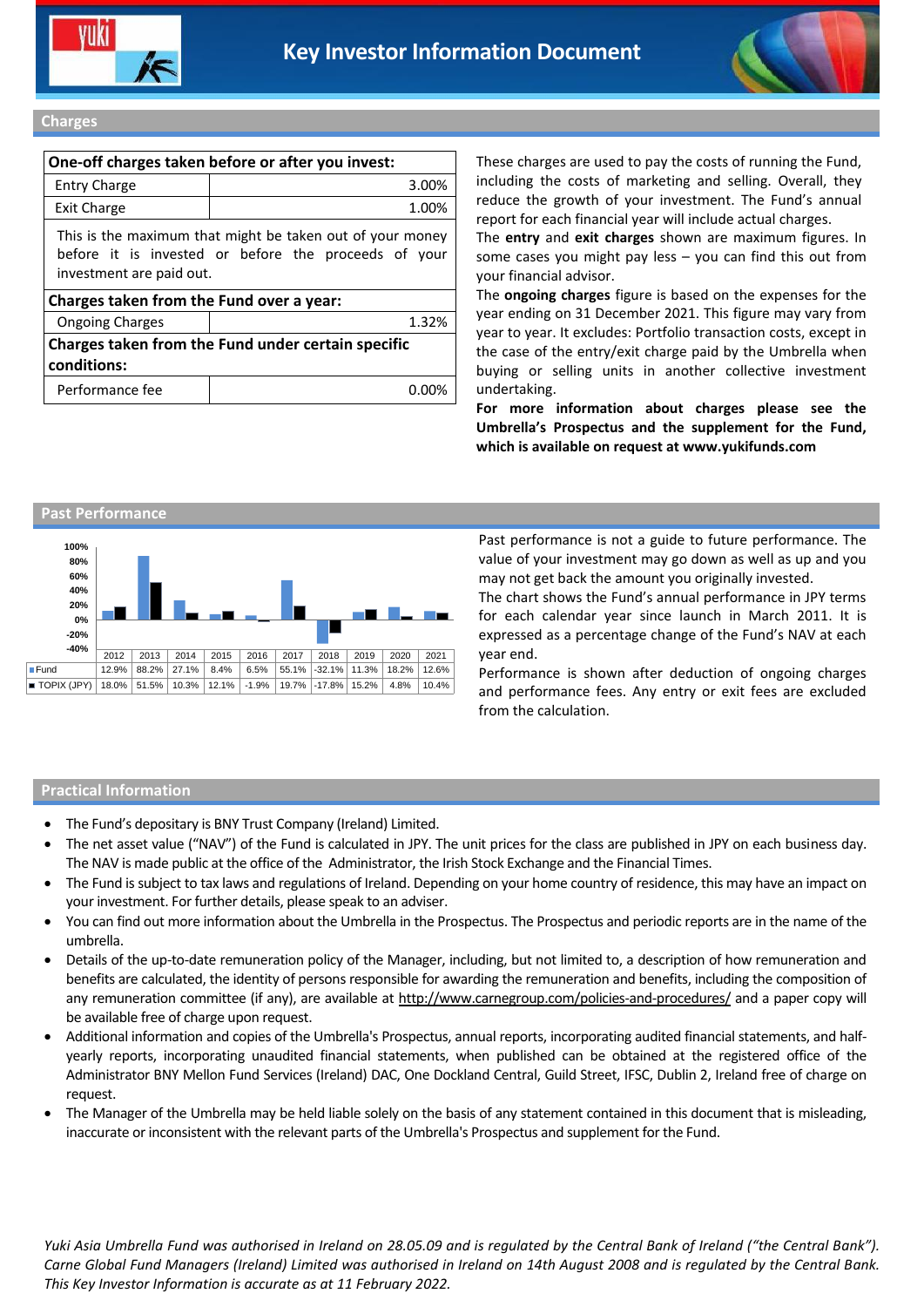## Charges

| One-off charges taken before or after you invest: | |
|---|---|
| Entry Charge | 3.00% |
| Exit Charge | 1.00% |
| This is the maximum that might be taken out of your money before it is invested or before the proceeds of your investment are paid out. | |
| **Charges taken from the Fund over a year:** | |
| Ongoing Charges | 1.32% |
| **Charges taken from the Fund under certain specific conditions:** | |
| Performance fee | 0.00% |

These charges are used to pay the costs of running the Fund, including the costs of marketing and selling. Overall, they reduce the growth of your investment. The Fund's annual report for each financial year will include actual charges.

The **entry** and **exit charges** shown are maximum figures. In some cases you might pay less – you can find this out from your financial advisor.

The **ongoing charges** figure is based on the expenses for the year ending on 31 December 2021. This figure may vary from year to year. It excludes: Portfolio transaction costs, except in the case of the entry/exit charge paid by the Umbrella when buying or selling units in another collective investment undertaking.

**For more information about charges please see the Umbrella's Prospectus and the supplement for the Fund, which is available on request at www.yukifunds.com**

## Past Performance

100%
80%
60%
40%
20%
0%
-20%
-40%

2012 2013 2014 2015 2016 2017 2018 2019 2020 2021
Fund 12.9% 88.2% 27.1% 8.4% 6.5% 55.1% -32.1% 11.3% 18.2% 12.6%
TOPIX (JPY) 18.0% 51.5% 10.3% 12.1% -1.9% 19.7% -17.8% 15.2% 4.8% 10.4%

Past performance is not a guide to future performance. The value of your investment may go down as well as up and you may not get back the amount you originally invested.

The chart shows the Fund's annual performance in JPY terms for each calendar year since launch in March 2011. It is expressed as a percentage change of the Fund's NAV at each year end.

Performance is shown after deduction of ongoing charges and performance fees. Any entry or exit fees are excluded from the calculation.

## Practical Information

- The Fund's depositary is BNY Trust Company (Ireland) Limited.
- The net asset value ("NAV") of the Fund is calculated in JPY. The unit prices for the class are published in JPY on each business day. The NAV is made public at the office of the Administrator, the Irish Stock Exchange and the Financial Times.
- The Fund is subject to tax laws and regulations of Ireland. Depending on your home country of residence, this may have an impact on your investment. For further details, please speak to an adviser.
- You can find out more information about the Umbrella in the Prospectus. The Prospectus and periodic reports are in the name of the umbrella.
- Details of the up-to-date remuneration policy of the Manager, including, but not limited to, a description of how remuneration and benefits are calculated, the identity of persons responsible for awarding the remuneration and benefits, including the composition of any remuneration committee (if any), are available at http://www.carnegroup.com/policies-and-procedures/ and a paper copy will be available free of charge upon request.
- Additional information and copies of the Umbrella's Prospectus, annual reports, incorporating audited financial statements, and half-yearly reports, incorporating unaudited financial statements, when published can be obtained at the registered office of the Administrator BNY Mellon Fund Services (Ireland) DAC, One Dockland Central, Guild Street, IFSC, Dublin 2, Ireland free of charge on request.
- The Manager of the Umbrella may be held liable solely on the basis of any statement contained in this document that is misleading, inaccurate or inconsistent with the relevant parts of the Umbrella's Prospectus and supplement for the Fund.

*Yuki Asia Umbrella Fund was authorised in Ireland on 28.05.09 and is regulated by the Central Bank of Ireland ("the Central Bank"). Carne Global Fund Managers (Ireland) Limited was authorised in Ireland on 14th August 2008 and is regulated by the Central Bank. This Key Investor Information is accurate as at 11 February 2022.*